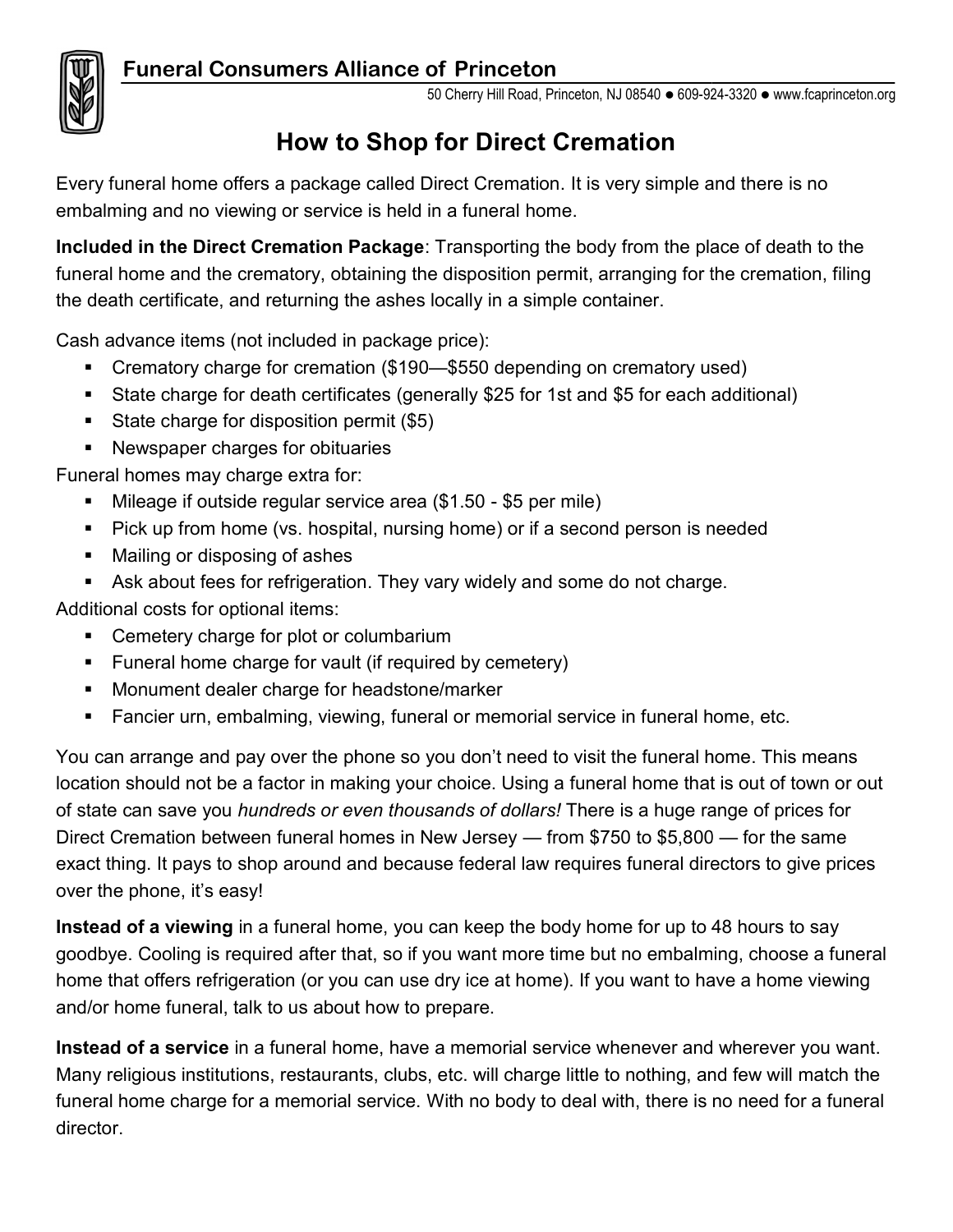# Funeral Consumers Alliance of Princeton

50 Cherry Hill Road, Princeton, NJ 08540 ● 609-924-3320 ● www.fcaprinceton.org

## How to Shop for Direct Cremation

Every funeral home offers a package called Direct Cremation. It is very simple and there is no embalming and no viewing or service is held in a funeral home.

**Included in the Direct Cremation Package**: Transporting the body from the place of death to the funeral home and the crematory, obtaining the disposition permit, arranging for the cremation, filing the death certificate, and returning the ashes locally in a simple container.

Cash advance items (not included in package price):

- Crematory charge for cremation ($190—$550 depending on crematory used)
- State charge for death certificates (generally $25 for 1st and $5 for each additional)
- State charge for disposition permit ($5)
- Newspaper charges for obituaries

Funeral homes may charge extra for:

- Mileage if outside regular service area ($1.50 - $5 per mile)
- Pick up from home (vs. hospital, nursing home) or if a second person is needed
- Mailing or disposing of ashes
- Ask about fees for refrigeration. They vary widely and some do not charge.

Additional costs for optional items:

- Cemetery charge for plot or columbarium
- Funeral home charge for vault (if required by cemetery)
- Monument dealer charge for headstone/marker
- Fancier urn, embalming, viewing, funeral or memorial service in funeral home, etc.

You can arrange and pay over the phone so you don't need to visit the funeral home. This means location should not be a factor in making your choice. Using a funeral home that is out of town or out of state can save you *hundreds or even thousands of dollars!* There is a huge range of prices for Direct Cremation between funeral homes in New Jersey — from $750 to $5,800 — for the same exact thing. It pays to shop around and because federal law requires funeral directors to give prices over the phone, it's easy!

**Instead of a viewing** in a funeral home, you can keep the body home for up to 48 hours to say goodbye. Cooling is required after that, so if you want more time but no embalming, choose a funeral home that offers refrigeration (or you can use dry ice at home). If you want to have a home viewing and/or home funeral, talk to us about how to prepare.

**Instead of a service** in a funeral home, have a memorial service whenever and wherever you want. Many religious institutions, restaurants, clubs, etc. will charge little to nothing, and few will match the funeral home charge for a memorial service. With no body to deal with, there is no need for a funeral director.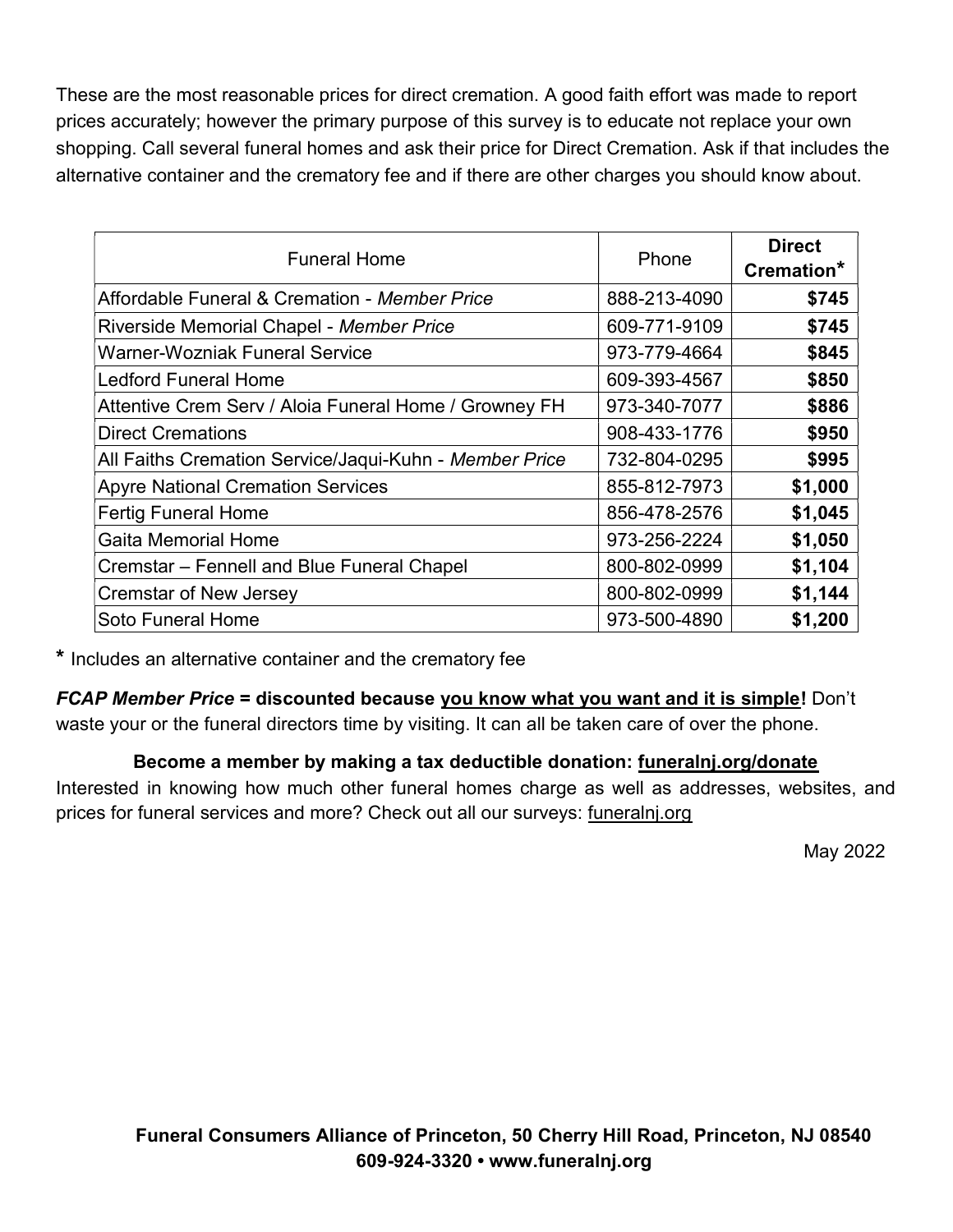These are the most reasonable prices for direct cremation. A good faith effort was made to report prices accurately; however the primary purpose of this survey is to educate not replace your own shopping. Call several funeral homes and ask their price for Direct Cremation. Ask if that includes the alternative container and the crematory fee and if there are other charges you should know about.

| Funeral Home | Phone | **Direct Cremation*** |
|---|---|---|
| Affordable Funeral & Cremation - *Member Price* | 888-213-4090 | **$745** |
| Riverside Memorial Chapel - *Member Price* | 609-771-9109 | **$745** |
| Warner-Wozniak Funeral Service | 973-779-4664 | **$845** |
| Ledford Funeral Home | 609-393-4567 | **$850** |
| Attentive Crem Serv / Aloia Funeral Home / Growney FH | 973-340-7077 | **$886** |
| Direct Cremations | 908-433-1776 | **$950** |
| All Faiths Cremation Service/Jaqui-Kuhn - *Member Price* | 732-804-0295 | **$995** |
| Apyre National Cremation Services | 855-812-7973 | **$1,000** |
| Fertig Funeral Home | 856-478-2576 | **$1,045** |
| Gaita Memorial Home | 973-256-2224 | **$1,050** |
| Cremstar – Fennell and Blue Funeral Chapel | 800-802-0999 | **$1,104** |
| Cremstar of New Jersey | 800-802-0999 | **$1,144** |
| Soto Funeral Home | 973-500-4890 | **$1,200** |

**\*** Includes an alternative container and the crematory fee

***FCAP Member Price* = discounted because <u>you know what you want and it is simple</u>!** Don't waste your or the funeral directors time by visiting. It can all be taken care of over the phone.

**Become a member by making a tax deductible donation: <u>funeralnj.org/donate</u>**

Interested in knowing how much other funeral homes charge as well as addresses, websites, and prices for funeral services and more? Check out all our surveys: <u>funeralnj.org</u>

May 2022

**Funeral Consumers Alliance of Princeton, 50 Cherry Hill Road, Princeton, NJ 08540**
**609-924-3320 • www.funeralnj.org**